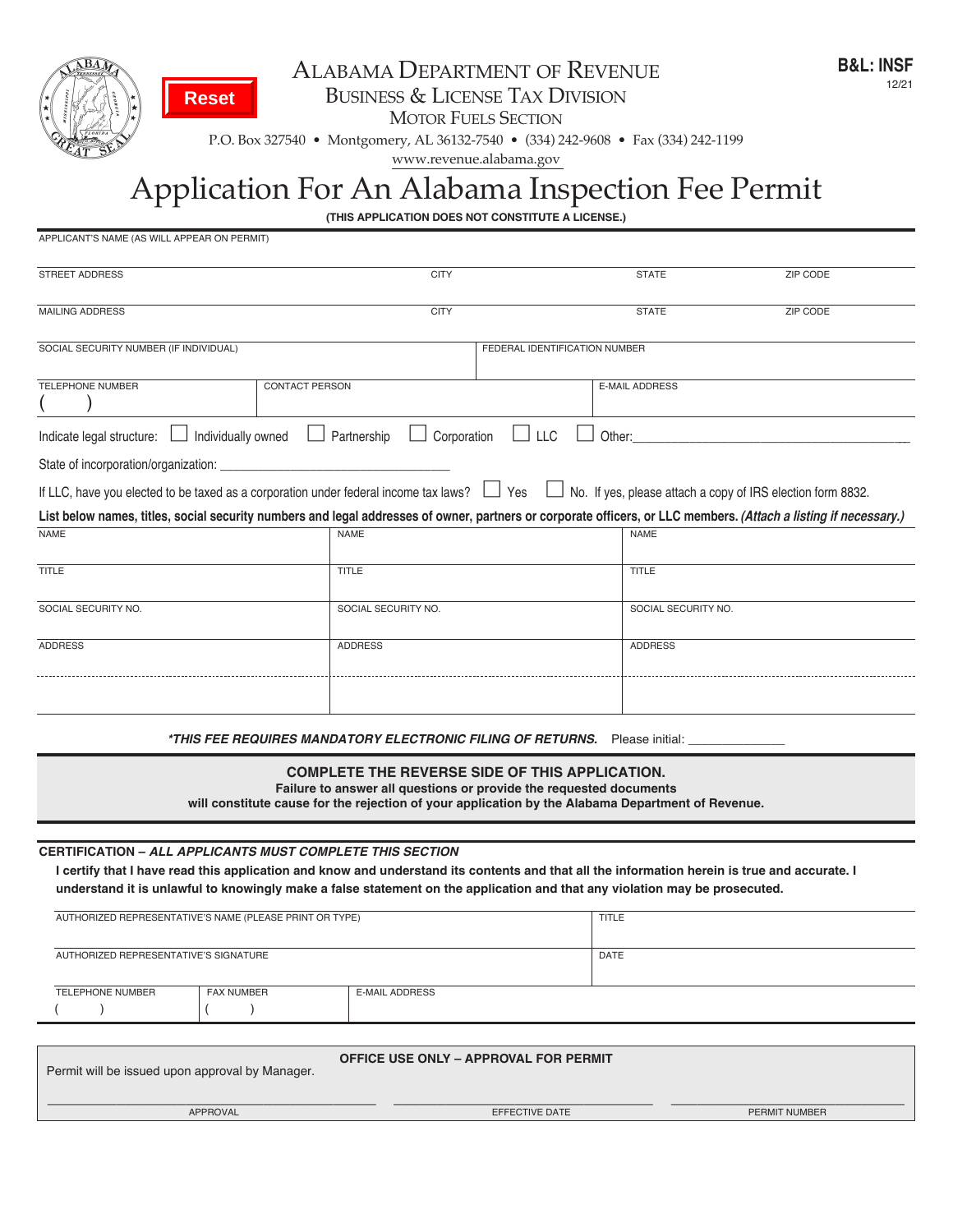Reset

# ALABAMA DEPARTMENT OF REVENUE

## BUSINESS & LICENSE TAX DIVISION

### MOTOR FUELS SECTION

P.O. Box 327540 • Montgomery, AL 36132-7540 • (334) 242-9608 • Fax (334) 242-1199

www.revenue.alabama.gov

**B&L: INSF**
12/21

# Application For An Alabama Inspection Fee Permit

**(THIS APPLICATION DOES NOT CONSTITUTE A LICENSE.)**

| APPLICANT'S NAME (AS WILL APPEAR ON PERMIT) | | | |
|---|---|---|---|
| STREET ADDRESS | CITY | STATE | ZIP CODE |
| MAILING ADDRESS | CITY | STATE | ZIP CODE |

| SOCIAL SECURITY NUMBER (IF INDIVIDUAL) | FEDERAL IDENTIFICATION NUMBER |
|---|---|

| TELEPHONE NUMBER ( ) | CONTACT PERSON | E-MAIL ADDRESS |
|---|---|---|

Indicate legal structure: ☐ Individually owned ☐ Partnership ☐ Corporation ☐ LLC ☐ Other:___________________________

State of incorporation/organization: ________________________________

If LLC, have you elected to be taxed as a corporation under federal income tax laws? ☐ Yes ☐ No. If yes, please attach a copy of IRS election form 8832.

**List below names, titles, social security numbers and legal addresses of owner, partners or corporate officers, or LLC members.** ***(Attach a listing if necessary.)***

| NAME | NAME | NAME |
|---|---|---|
| TITLE | TITLE | TITLE |
| SOCIAL SECURITY NO. | SOCIAL SECURITY NO. | SOCIAL SECURITY NO. |
| ADDRESS | ADDRESS | ADDRESS |

***\*THIS FEE REQUIRES MANDATORY ELECTRONIC FILING OF RETURNS.*** Please initial: _____________

**COMPLETE THE REVERSE SIDE OF THIS APPLICATION.**
**Failure to answer all questions or provide the requested documents will constitute cause for the rejection of your application by the Alabama Department of Revenue.**

**CERTIFICATION –** ***ALL APPLICANTS MUST COMPLETE THIS SECTION***

**I certify that I have read this application and know and understand its contents and that all the information herein is true and accurate. I understand it is unlawful to knowingly make a false statement on the application and that any violation may be prosecuted.**

| AUTHORIZED REPRESENTATIVE'S NAME (PLEASE PRINT OR TYPE) | | | TITLE |
|---|---|---|---|
| AUTHORIZED REPRESENTATIVE'S SIGNATURE | | | DATE |
| TELEPHONE NUMBER ( ) | FAX NUMBER ( ) | E-MAIL ADDRESS | |

**OFFICE USE ONLY – APPROVAL FOR PERMIT**

Permit will be issued upon approval by Manager.

| APPROVAL | EFFECTIVE DATE | PERMIT NUMBER |
|---|---|---|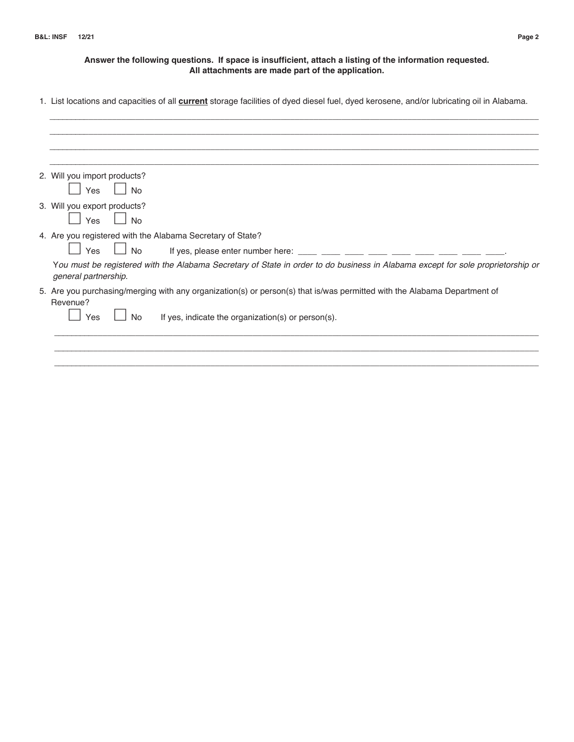**Answer the following questions. If space is insufficient, attach a listing of the information requested.**
**All attachments are made part of the application.**

1. List locations and capacities of all **current** storage facilities of dyed diesel fuel, dyed kerosene, and/or lubricating oil in Alabama.

   ______________________________________________________________________________

   ______________________________________________________________________________

   ______________________________________________________________________________

   ______________________________________________________________________________

2. Will you import products?

   ☐ Yes ☐ No

3. Will you export products?

   ☐ Yes ☐ No

4. Are you registered with the Alabama Secretary of State?

   ☐ Yes ☐ No If yes, please enter number here: ____ ____ ____ ____ ____ ____ ____ ____ ____.

   *You must be registered with the Alabama Secretary of State in order to do business in Alabama except for sole proprietorship or general partnership.*

5. Are you purchasing/merging with any organization(s) or person(s) that is/was permitted with the Alabama Department of Revenue?

   ☐ Yes ☐ No If yes, indicate the organization(s) or person(s).

   ______________________________________________________________________________

   ______________________________________________________________________________

   ______________________________________________________________________________